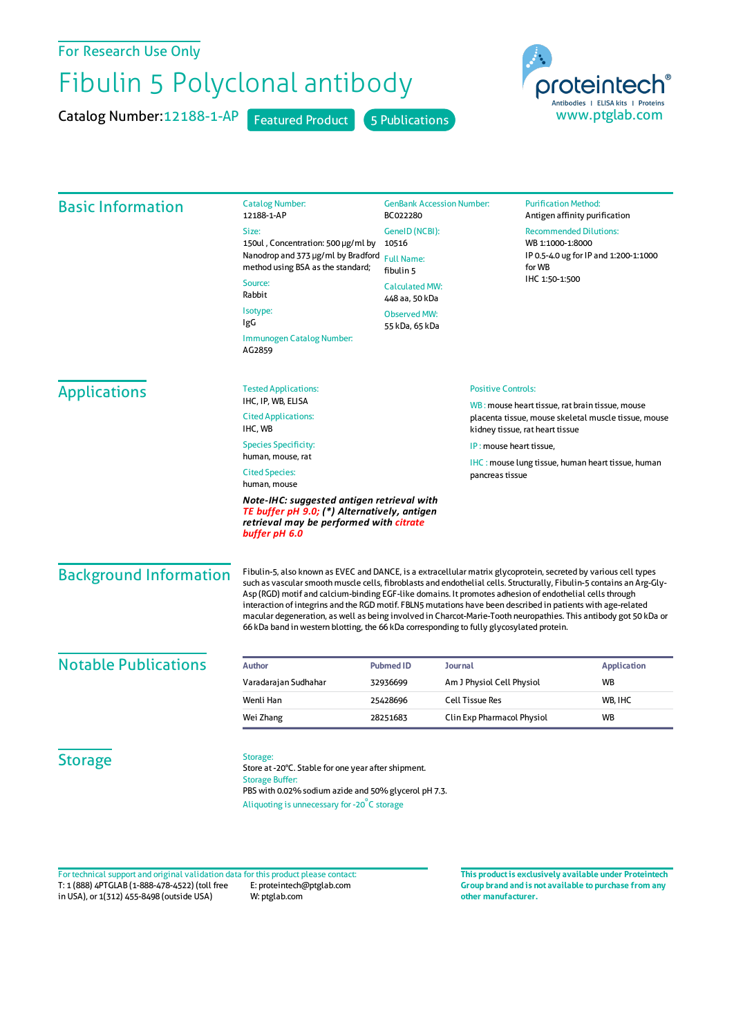For Research Use Only

# Fibulin 5 Polyclonal antibody

Catalog Number: 12188-1-AP  Featured Product  5 Publications

proteintech® Antibodies | ELISA kits | Proteins
www.ptglab.com

## Basic Information

Catalog Number:
12188-1-AP

Size:
150ul , Concentration: 500 μg/ml by Nanodrop and 373 μg/ml by Bradford method using BSA as the standard;

Source:
Rabbit

Isotype:
IgG

Immunogen Catalog Number:
AG2859

GenBank Accession Number:
BC022280

GeneID (NCBI):
10516

Full Name:
fibulin 5

Calculated MW:
448 aa, 50 kDa

Observed MW:
55 kDa, 65 kDa

Purification Method:
Antigen affinity purification

Recommended Dilutions:
WB 1:1000-1:8000
IP 0.5-4.0 ug for IP and 1:200-1:1000 for WB
IHC 1:50-1:500

## Applications

Tested Applications:
IHC, IP, WB, ELISA

Cited Applications:
IHC, WB

Species Specificity:
human, mouse, rat

Cited Species:
human, mouse

***Note-IHC: suggested antigen retrieval with TE buffer pH 9.0; (\*) Alternatively, antigen retrieval may be performed with citrate buffer pH 6.0***

Positive Controls:

WB : mouse heart tissue, rat brain tissue, mouse placenta tissue, mouse skeletal muscle tissue, mouse kidney tissue, rat heart tissue

IP : mouse heart tissue,

IHC : mouse lung tissue, human heart tissue, human pancreas tissue

## Background Information

Fibulin-5, also known as EVEC and DANCE, is a extracellular matrix glycoprotein, secreted by various cell types such as vascular smooth muscle cells, fibroblasts and endothelial cells. Structurally, Fibulin-5 contains an Arg-Gly-Asp (RGD) motif and calcium-binding EGF-like domains. It promotes adhesion of endothelial cells through interaction of integrins and the RGD motif. FBLN5 mutations have been described in patients with age-related macular degeneration, as well as being involved in Charcot-Marie-Tooth neuropathies. This antibody got 50 kDa or 66 kDa band in western blotting, the 66 kDa corresponding to fully glycosylated protein.

## Notable Publications

| Author | Pubmed ID | Journal | Application |
|---|---|---|---|
| Varadarajan Sudhahar | 32936699 | Am J Physiol Cell Physiol | WB |
| Wenli Han | 25428696 | Cell Tissue Res | WB, IHC |
| Wei Zhang | 28251683 | Clin Exp Pharmacol Physiol | WB |

## Storage

Storage:
Store at -20°C. Stable for one year after shipment.

Storage Buffer:
PBS with 0.02% sodium azide and 50% glycerol pH 7.3.

Aliquoting is unnecessary for -20°C storage

For technical support and original validation data for this product please contact:
T: 1 (888) 4PTGLAB (1-888-478-4522) (toll free in USA), or 1(312) 455-8498 (outside USA)
E: proteintech@ptglab.com
W: ptglab.com

**This product is exclusively available under Proteintech Group brand and is not available to purchase from any other manufacturer.**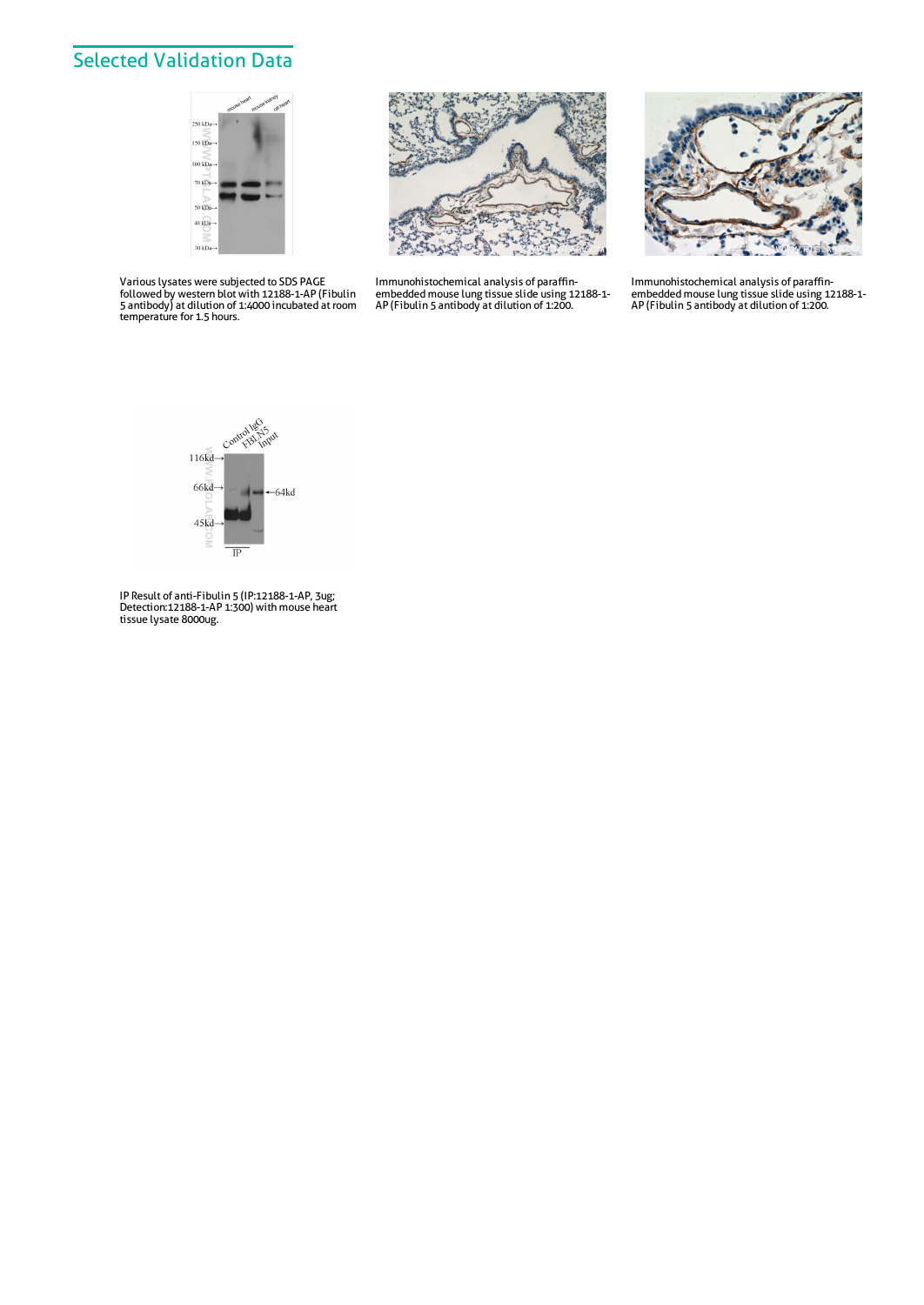## Selected Validation Data

Various lysates were subjected to SDS PAGE followed by western blot with 12188-1-AP (Fibulin 5 antibody) at dilution of 1:4000 incubated at room temperature for 1.5 hours.

Immunohistochemical analysis of paraffin-embedded mouse lung tissue slide using 12188-1-AP (Fibulin 5 antibody at dilution of 1:200.

Immunohistochemical analysis of paraffin-embedded mouse lung tissue slide using 12188-1-AP (Fibulin 5 antibody at dilution of 1:200.

IP Result of anti-Fibulin 5 (IP:12188-1-AP, 3ug; Detection:12188-1-AP 1:300) with mouse heart tissue lysate 8000ug.